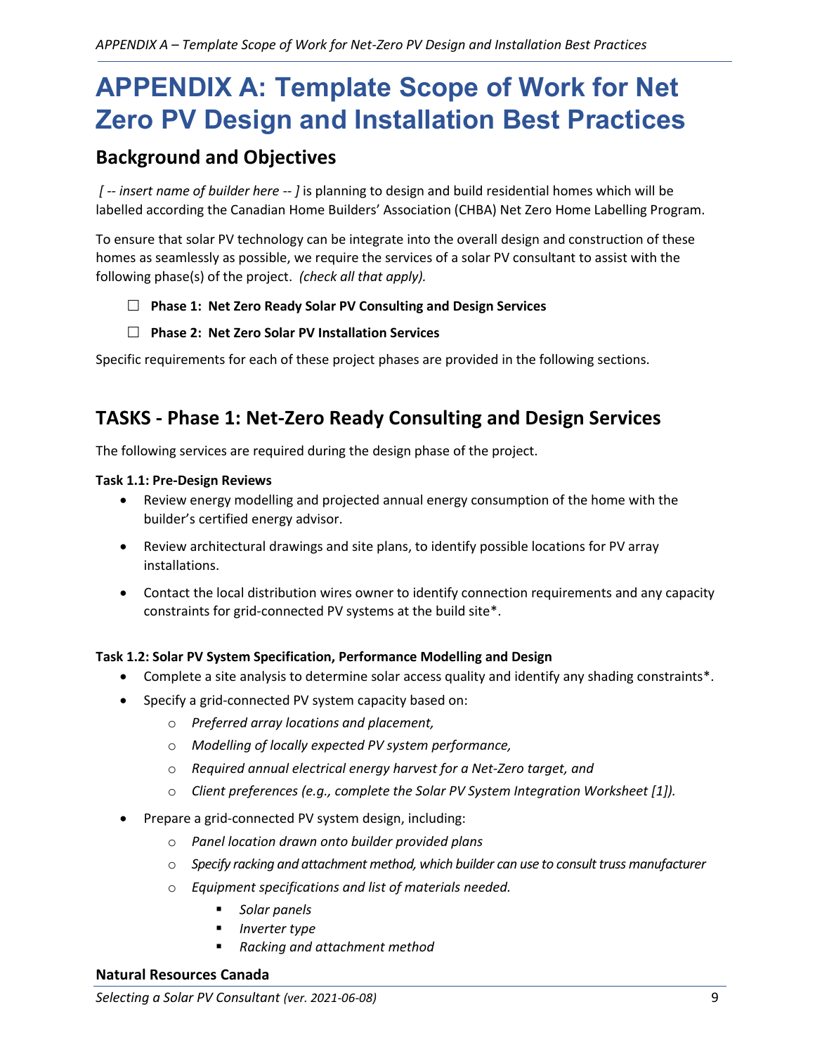# APPENDIX A: Template Scope of Work for Net Zero PV Design and Installation Best Practices

## Background and Objectives

*[ -- insert name of builder here -- ]* is planning to design and build residential homes which will be labelled according the Canadian Home Builders' Association (CHBA) Net Zero Home Labelling Program.

To ensure that solar PV technology can be integrate into the overall design and construction of these homes as seamlessly as possible, we require the services of a solar PV consultant to assist with the following phase(s) of the project. *(check all that apply).*

- ☐ **Phase 1: Net Zero Ready Solar PV Consulting and Design Services**
- ☐ **Phase 2: Net Zero Solar PV Installation Services**

Specific requirements for each of these project phases are provided in the following sections.

## TASKS - Phase 1: Net-Zero Ready Consulting and Design Services

The following services are required during the design phase of the project.

**Task 1.1: Pre-Design Reviews**

- Review energy modelling and projected annual energy consumption of the home with the builder's certified energy advisor.
- Review architectural drawings and site plans, to identify possible locations for PV array installations.
- Contact the local distribution wires owner to identify connection requirements and any capacity constraints for grid-connected PV systems at the build site*.

**Task 1.2: Solar PV System Specification, Performance Modelling and Design**

- Complete a site analysis to determine solar access quality and identify any shading constraints*.
- Specify a grid-connected PV system capacity based on:
    - *Preferred array locations and placement,*
    - *Modelling of locally expected PV system performance,*
    - *Required annual electrical energy harvest for a Net-Zero target, and*
    - *Client preferences (e.g., complete the Solar PV System Integration Worksheet [1]).*
- Prepare a grid-connected PV system design, including:
    - *Panel location drawn onto builder provided plans*
    - *Specify racking and attachment method, which builder can use to consult truss manufacturer*
    - *Equipment specifications and list of materials needed.*
        - *Solar panels*
        - *Inverter type*
        - *Racking and attachment method*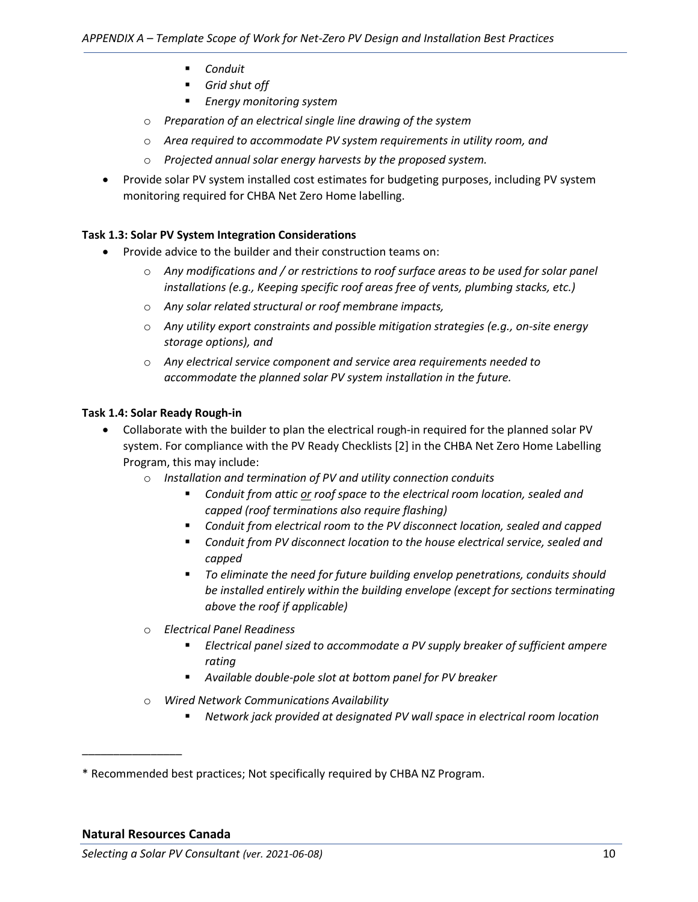- *Conduit*
- *Grid shut off*
- *Energy monitoring system*

  - *Preparation of an electrical single line drawing of the system*
  - *Area required to accommodate PV system requirements in utility room, and*
  - *Projected annual solar energy harvests by the proposed system.*

- Provide solar PV system installed cost estimates for budgeting purposes, including PV system monitoring required for CHBA Net Zero Home labelling.

**Task 1.3: Solar PV System Integration Considerations**

- Provide advice to the builder and their construction teams on:
  - *Any modifications and / or restrictions to roof surface areas to be used for solar panel installations (e.g., Keeping specific roof areas free of vents, plumbing stacks, etc.)*
  - *Any solar related structural or roof membrane impacts,*
  - *Any utility export constraints and possible mitigation strategies (e.g., on-site energy storage options), and*
  - *Any electrical service component and service area requirements needed to accommodate the planned solar PV system installation in the future.*

**Task 1.4: Solar Ready Rough-in**

- Collaborate with the builder to plan the electrical rough-in required for the planned solar PV system. For compliance with the PV Ready Checklists [2] in the CHBA Net Zero Home Labelling Program, this may include:
  - *Installation and termination of PV and utility connection conduits*
    - *Conduit from attic <u>or</u> roof space to the electrical room location, sealed and capped (roof terminations also require flashing)*
    - *Conduit from electrical room to the PV disconnect location, sealed and capped*
    - *Conduit from PV disconnect location to the house electrical service, sealed and capped*
    - *To eliminate the need for future building envelop penetrations, conduits should be installed entirely within the building envelope (except for sections terminating above the roof if applicable)*
  - *Electrical Panel Readiness*
    - *Electrical panel sized to accommodate a PV supply breaker of sufficient ampere rating*
    - *Available double-pole slot at bottom panel for PV breaker*
  - *Wired Network Communications Availability*
    - *Network jack provided at designated PV wall space in electrical room location*

---

\* Recommended best practices; Not specifically required by CHBA NZ Program.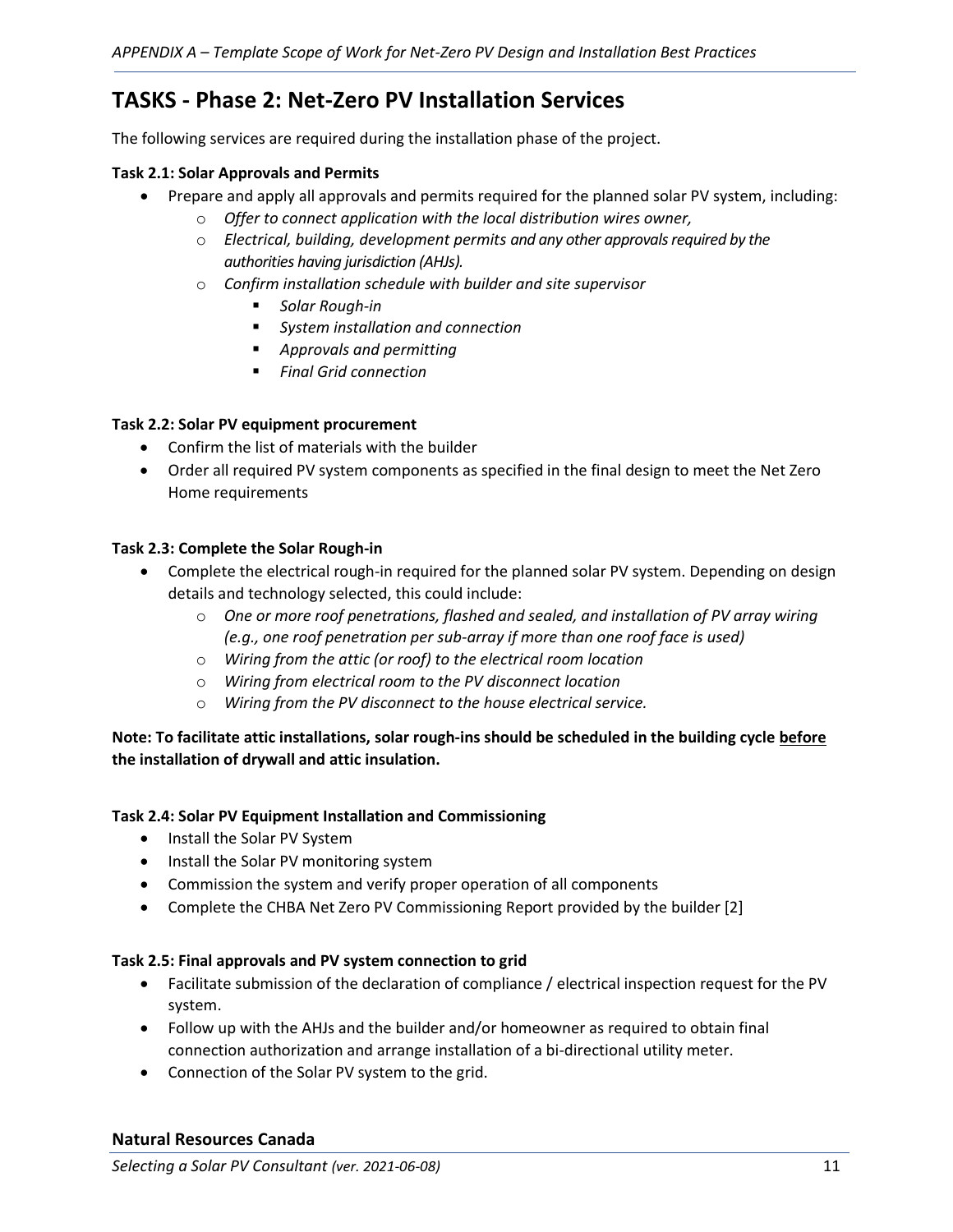## TASKS - Phase 2: Net-Zero PV Installation Services

The following services are required during the installation phase of the project.

**Task 2.1: Solar Approvals and Permits**

- Prepare and apply all approvals and permits required for the planned solar PV system, including:
  - *Offer to connect application with the local distribution wires owner,*
  - *Electrical, building, development permits and any other approvals required by the authorities having jurisdiction (AHJs).*
  - *Confirm installation schedule with builder and site supervisor*
    - *Solar Rough-in*
    - *System installation and connection*
    - *Approvals and permitting*
    - *Final Grid connection*

**Task 2.2: Solar PV equipment procurement**

- Confirm the list of materials with the builder
- Order all required PV system components as specified in the final design to meet the Net Zero Home requirements

**Task 2.3: Complete the Solar Rough-in**

- Complete the electrical rough-in required for the planned solar PV system. Depending on design details and technology selected, this could include:
  - *One or more roof penetrations, flashed and sealed, and installation of PV array wiring (e.g., one roof penetration per sub-array if more than one roof face is used)*
  - *Wiring from the attic (or roof) to the electrical room location*
  - *Wiring from electrical room to the PV disconnect location*
  - *Wiring from the PV disconnect to the house electrical service.*

**Note: To facilitate attic installations, solar rough-ins should be scheduled in the building cycle <u>before</u> the installation of drywall and attic insulation.**

**Task 2.4: Solar PV Equipment Installation and Commissioning**

- Install the Solar PV System
- Install the Solar PV monitoring system
- Commission the system and verify proper operation of all components
- Complete the CHBA Net Zero PV Commissioning Report provided by the builder [2]

**Task 2.5: Final approvals and PV system connection to grid**

- Facilitate submission of the declaration of compliance / electrical inspection request for the PV system.
- Follow up with the AHJs and the builder and/or homeowner as required to obtain final connection authorization and arrange installation of a bi-directional utility meter.
- Connection of the Solar PV system to the grid.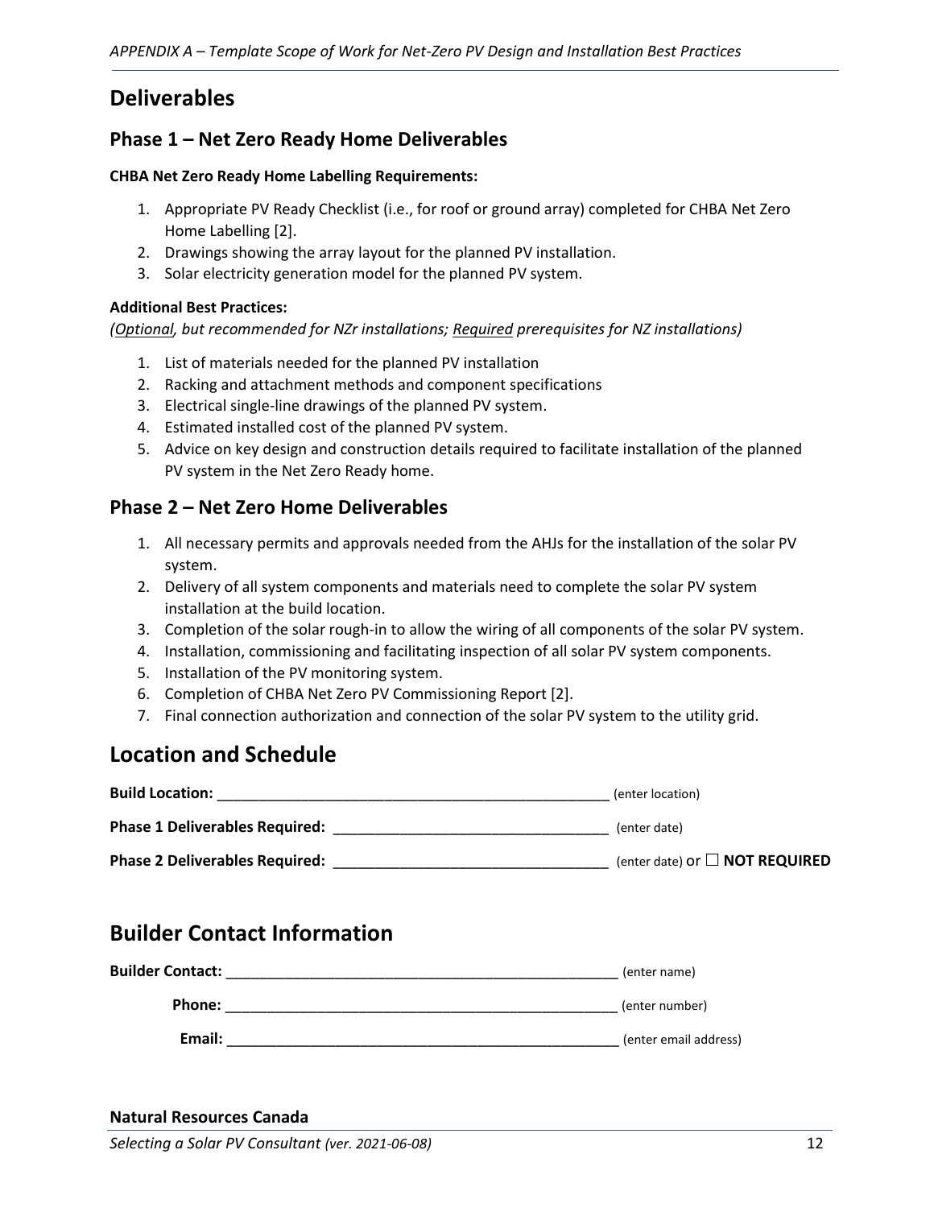## Deliverables

### Phase 1 – Net Zero Ready Home Deliverables

**CHBA Net Zero Ready Home Labelling Requirements:**

1. Appropriate PV Ready Checklist (i.e., for roof or ground array) completed for CHBA Net Zero Home Labelling [2].
2. Drawings showing the array layout for the planned PV installation.
3. Solar electricity generation model for the planned PV system.

**Additional Best Practices:**

*(Optional, but recommended for NZr installations; Required prerequisites for NZ installations)*

1. List of materials needed for the planned PV installation
2. Racking and attachment methods and component specifications
3. Electrical single-line drawings of the planned PV system.
4. Estimated installed cost of the planned PV system.
5. Advice on key design and construction details required to facilitate installation of the planned PV system in the Net Zero Ready home.

### Phase 2 – Net Zero Home Deliverables

1. All necessary permits and approvals needed from the AHJs for the installation of the solar PV system.
2. Delivery of all system components and materials need to complete the solar PV system installation at the build location.
3. Completion of the solar rough-in to allow the wiring of all components of the solar PV system.
4. Installation, commissioning and facilitating inspection of all solar PV system components.
5. Installation of the PV monitoring system.
6. Completion of CHBA Net Zero PV Commissioning Report [2].
7. Final connection authorization and connection of the solar PV system to the utility grid.

## Location and Schedule

**Build Location:** ________________________________________________ (enter location)

**Phase 1 Deliverables Required:** _________________________________ (enter date)

**Phase 2 Deliverables Required:** _________________________________ (enter date) or ☐ **NOT REQUIRED**

## Builder Contact Information

**Builder Contact:** ________________________________________________ (enter name)

**Phone:** ________________________________________________ (enter number)

**Email:** ________________________________________________ (enter email address)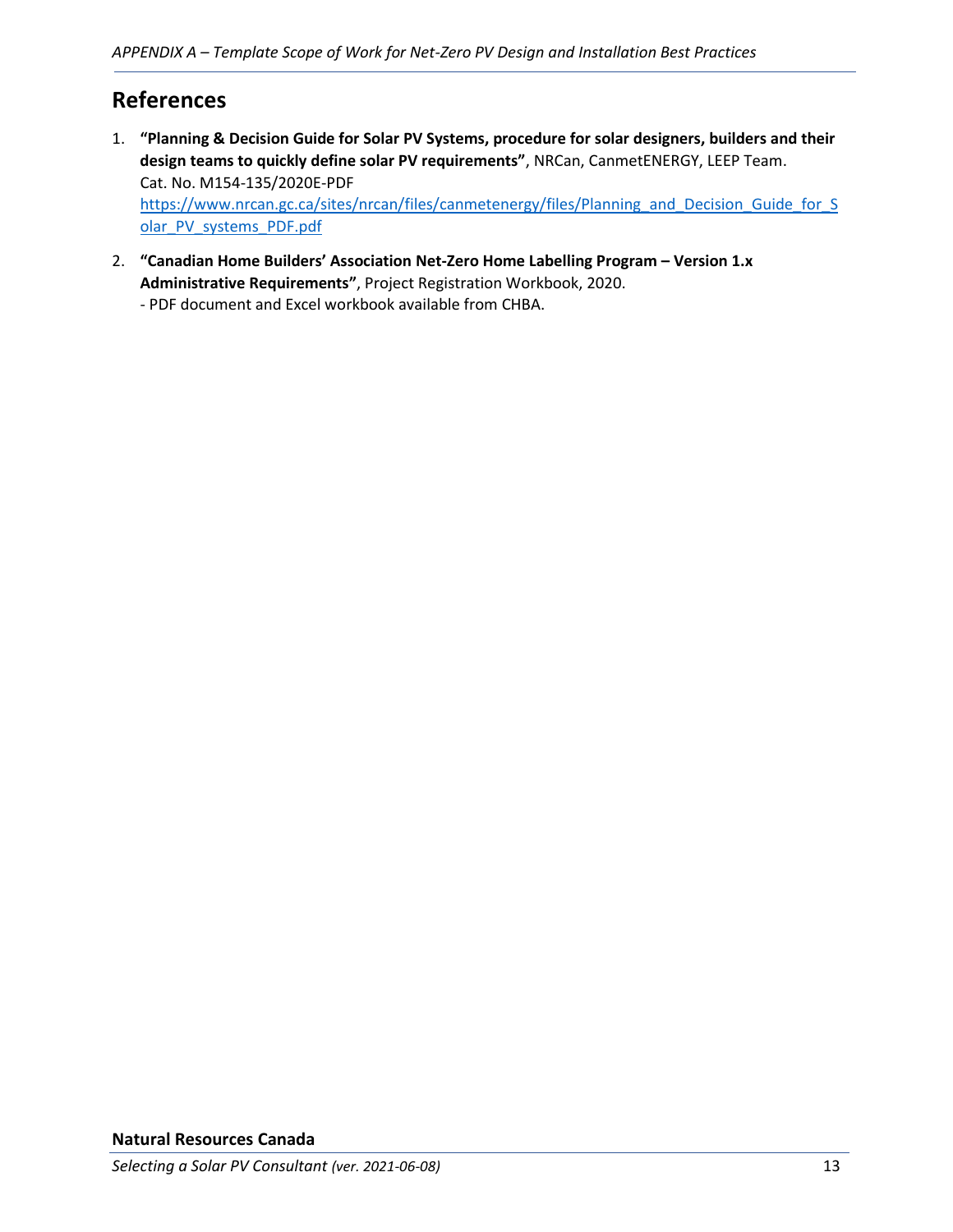## References

1. **"Planning & Decision Guide for Solar PV Systems, procedure for solar designers, builders and their design teams to quickly define solar PV requirements"**, NRCan, CanmetENERGY, LEEP Team.
   Cat. No. M154-135/2020E-PDF
   https://www.nrcan.gc.ca/sites/nrcan/files/canmetenergy/files/Planning_and_Decision_Guide_for_Solar_PV_systems_PDF.pdf

2. **"Canadian Home Builders' Association Net-Zero Home Labelling Program – Version 1.x Administrative Requirements"**, Project Registration Workbook, 2020.
   - PDF document and Excel workbook available from CHBA.